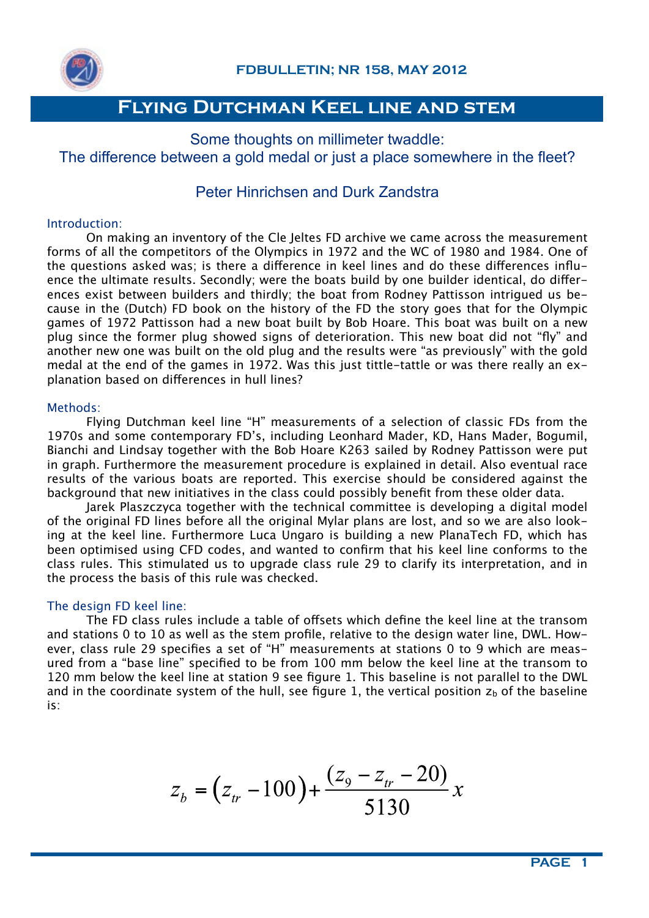# Flying Dutchman Keel line and stem

## Some thoughts on millimeter twaddle: The difference between a gold medal or just a place somewhere in the fleet?

### Peter Hinrichsen and Durk Zandstra

### Introduction:

On making an inventory of the Cle Jeltes FD archive we came across the measurement forms of all the competitors of the Olympics in 1972 and the WC of 1980 and 1984. One of the questions asked was; is there a difference in keel lines and do these differences influence the ultimate results. Secondly; were the boats build by one builder identical, do differences exist between builders and thirdly; the boat from Rodney Pattisson intrigued us because in the (Dutch) FD book on the history of the FD the story goes that for the Olympic games of 1972 Pattisson had a new boat built by Bob Hoare. This boat was built on a new plug since the former plug showed signs of deterioration. This new boat did not "fly" and another new one was built on the old plug and the results were "as previously" with the gold medal at the end of the games in 1972. Was this just tittle-tattle or was there really an explanation based on differences in hull lines?

### Methods:

Flying Dutchman keel line "H" measurements of a selection of classic FDs from the 1970s and some contemporary FD's, including Leonhard Mader, KD, Hans Mader, Bogumil, Bianchi and Lindsay together with the Bob Hoare K263 sailed by Rodney Pattisson were put in graph. Furthermore the measurement procedure is explained in detail. Also eventual race results of the various boats are reported. This exercise should be considered against the background that new initiatives in the class could possibly benefit from these older data.

Jarek Plaszczyca together with the technical committee is developing a digital model of the original FD lines before all the original Mylar plans are lost, and so we are also looking at the keel line. Furthermore Luca Ungaro is building a new PlanaTech FD, which has been optimised using CFD codes, and wanted to confirm that his keel line conforms to the class rules. This stimulated us to upgrade class rule 29 to clarify its interpretation, and in the process the basis of this rule was checked.

### The design FD keel line:

The FD class rules include a table of offsets which define the keel line at the transom and stations 0 to 10 as well as the stem profile, relative to the design water line, DWL. However, class rule 29 specifies a set of "H" measurements at stations 0 to 9 which are measured from a "base line" specified to be from 100 mm below the keel line at the transom to 120 mm below the keel line at station 9 see figure 1. This baseline is not parallel to the DWL and in the coordinate system of the hull, see figure 1, the vertical position $z_b$ of the baseline is:

$$z_b = \left(z_{tr} - 100\right) + \frac{\left(z_9 - z_{tr} - 20\right)}{5130} x$$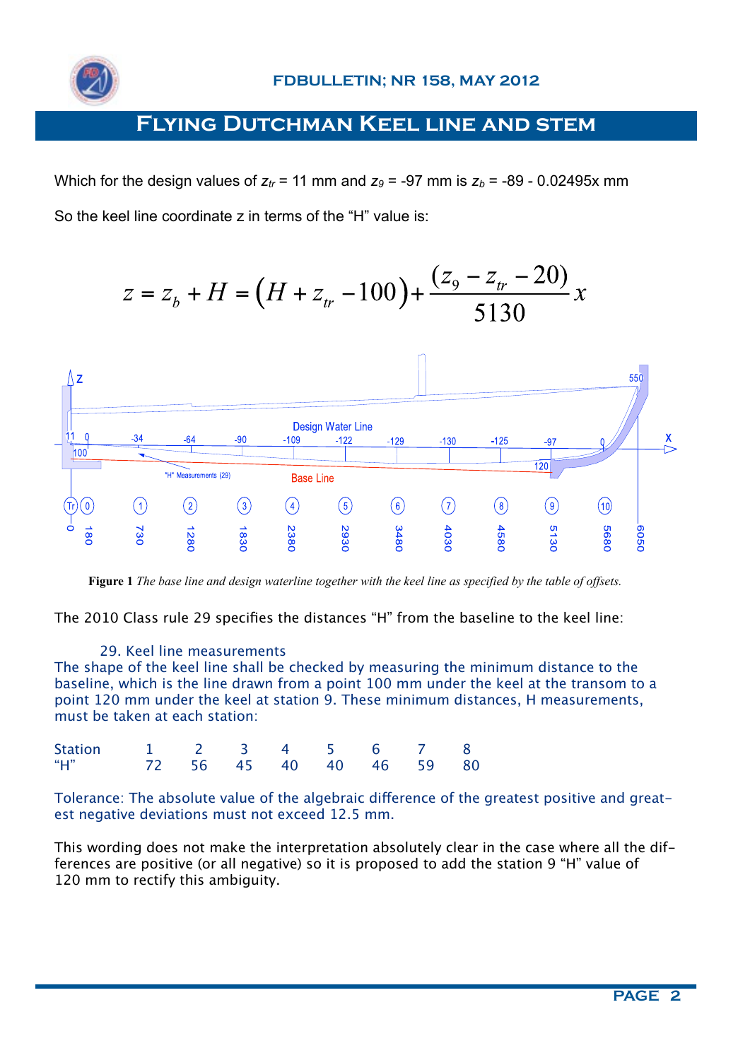# Flying Dutchman Keel line and stem

Which for the design values of $z_{tr}$ = 11 mm and $z_9$ = -97 mm is $z_b$ = -89 - 0.02495x mm

So the keel line coordinate z in terms of the "H" value is:

$$z = z_b + H = \left(H + z_{tr} - 100\right) + \frac{(z_9 - z_{tr} - 20)}{5130}x$$

**Figure 1** *The base line and design waterline together with the keel line as specified by the table of offsets.*

The 2010 Class rule 29 specifies the distances "H" from the baseline to the keel line:

29. Keel line measurements

The shape of the keel line shall be checked by measuring the minimum distance to the baseline, which is the line drawn from a point 100 mm under the keel at the transom to a point 120 mm under the keel at station 9. These minimum distances, H measurements, must be taken at each station:

| Station | 1 | 2 | 3 | 4 | 5 | 6 | 7 | 8 |
|---|---|---|---|---|---|---|---|---|
| "H" | 72 | 56 | 45 | 40 | 40 | 46 | 59 | 80 |

Tolerance: The absolute value of the algebraic difference of the greatest positive and greatest negative deviations must not exceed 12.5 mm.

This wording does not make the interpretation absolutely clear in the case where all the differences are positive (or all negative) so it is proposed to add the station 9 "H" value of 120 mm to rectify this ambiguity.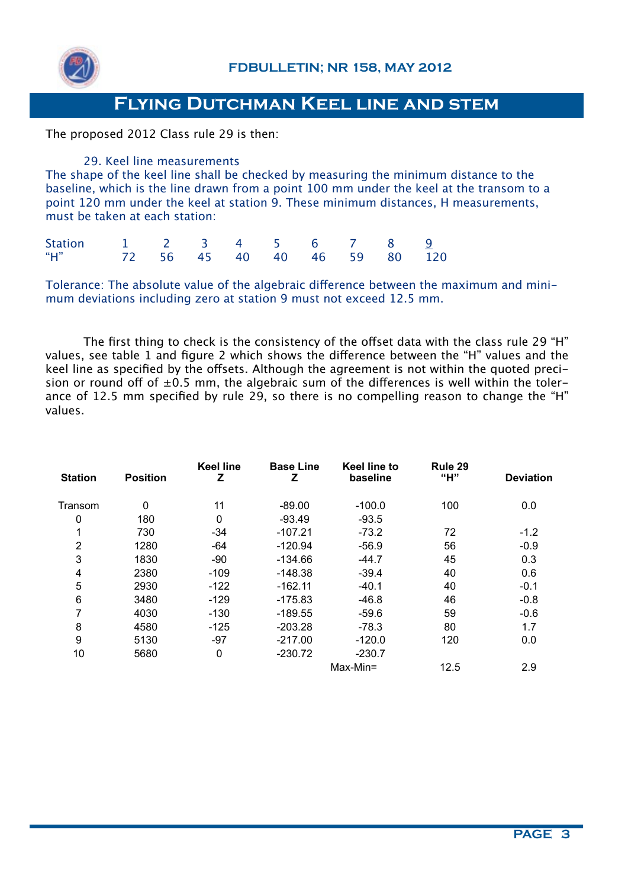# Flying Dutchman Keel line and stem

The proposed 2012 Class rule 29 is then:

29. Keel line measurements

The shape of the keel line shall be checked by measuring the minimum distance to the baseline, which is the line drawn from a point 100 mm under the keel at the transom to a point 120 mm under the keel at station 9. These minimum distances, H measurements, must be taken at each station:

| Station | 1 | 2 | 3 | 4 | 5 | 6 | 7 | 8 | 9 |
|---|---|---|---|---|---|---|---|---|---|
| "H" | 72 | 56 | 45 | 40 | 40 | 46 | 59 | 80 | 120 |

Tolerance: The absolute value of the algebraic difference between the maximum and minimum deviations including zero at station 9 must not exceed 12.5 mm.

The first thing to check is the consistency of the offset data with the class rule 29 "H" values, see table 1 and figure 2 which shows the difference between the "H" values and the keel line as specified by the offsets. Although the agreement is not within the quoted precision or round off of ±0.5 mm, the algebraic sum of the differences is well within the tolerance of 12.5 mm specified by rule 29, so there is no compelling reason to change the "H" values.

| Station | Position | Keel line Z | Base Line Z | Keel line to baseline | Rule 29 "H" | Deviation |
|---|---|---|---|---|---|---|
| Transom | 0 | 11 | -89.00 | -100.0 | 100 | 0.0 |
| 0 | 180 | 0 | -93.49 | -93.5 | | |
| 1 | 730 | -34 | -107.21 | -73.2 | 72 | -1.2 |
| 2 | 1280 | -64 | -120.94 | -56.9 | 56 | -0.9 |
| 3 | 1830 | -90 | -134.66 | -44.7 | 45 | 0.3 |
| 4 | 2380 | -109 | -148.38 | -39.4 | 40 | 0.6 |
| 5 | 2930 | -122 | -162.11 | -40.1 | 40 | -0.1 |
| 6 | 3480 | -129 | -175.83 | -46.8 | 46 | -0.8 |
| 7 | 4030 | -130 | -189.55 | -59.6 | 59 | -0.6 |
| 8 | 4580 | -125 | -203.28 | -78.3 | 80 | 1.7 |
| 9 | 5130 | -97 | -217.00 | -120.0 | 120 | 0.0 |
| 10 | 5680 | 0 | -230.72 | -230.7 | | |
| | | | | Max-Min= | 12.5 | 2.9 |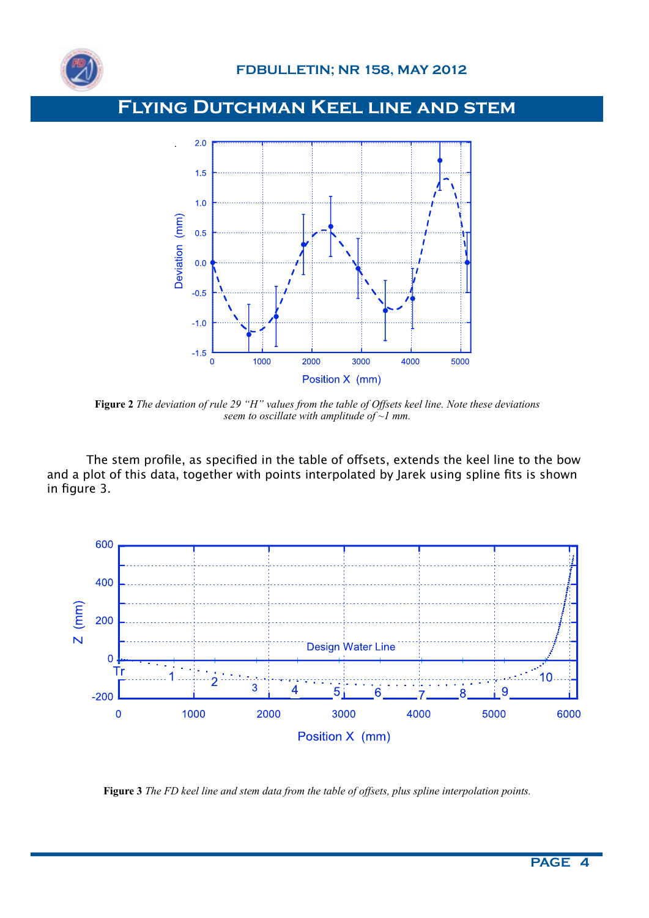# Flying Dutchman Keel line and stem

**Figure 2** *The deviation of rule 29 "H" values from the table of Offsets keel line. Note these deviations seem to oscillate with amplitude of ~1 mm.*

The stem profile, as specified in the table of offsets, extends the keel line to the bow and a plot of this data, together with points interpolated by Jarek using spline fits is shown in figure 3.

**Figure 3** *The FD keel line and stem data from the table of offsets, plus spline interpolation points.*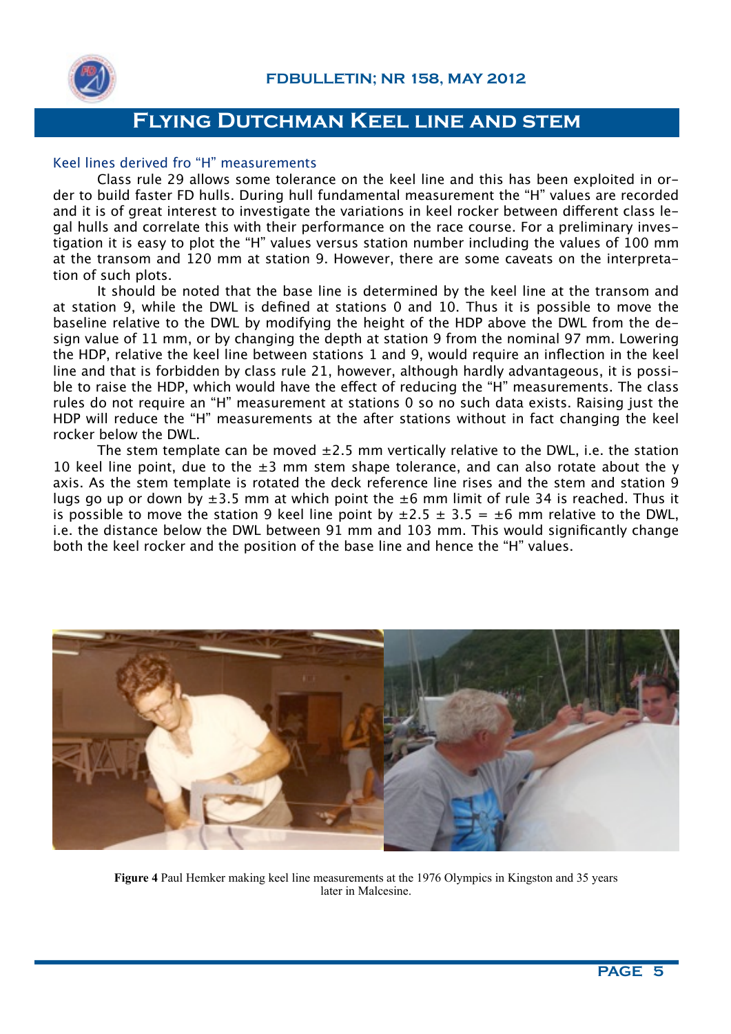# Flying Dutchman Keel line and stem

## Keel lines derived fro "H" measurements

Class rule 29 allows some tolerance on the keel line and this has been exploited in order to build faster FD hulls. During hull fundamental measurement the "H" values are recorded and it is of great interest to investigate the variations in keel rocker between different class legal hulls and correlate this with their performance on the race course. For a preliminary investigation it is easy to plot the "H" values versus station number including the values of 100 mm at the transom and 120 mm at station 9. However, there are some caveats on the interpretation of such plots.

It should be noted that the base line is determined by the keel line at the transom and at station 9, while the DWL is defined at stations 0 and 10. Thus it is possible to move the baseline relative to the DWL by modifying the height of the HDP above the DWL from the design value of 11 mm, or by changing the depth at station 9 from the nominal 97 mm. Lowering the HDP, relative the keel line between stations 1 and 9, would require an inflection in the keel line and that is forbidden by class rule 21, however, although hardly advantageous, it is possible to raise the HDP, which would have the effect of reducing the "H" measurements. The class rules do not require an "H" measurement at stations 0 so no such data exists. Raising just the HDP will reduce the "H" measurements at the after stations without in fact changing the keel rocker below the DWL.

The stem template can be moved ±2.5 mm vertically relative to the DWL, i.e. the station 10 keel line point, due to the ±3 mm stem shape tolerance, and can also rotate about the y axis. As the stem template is rotated the deck reference line rises and the stem and station 9 lugs go up or down by ±3.5 mm at which point the ±6 mm limit of rule 34 is reached. Thus it is possible to move the station 9 keel line point by ±2.5 ± 3.5 = ±6 mm relative to the DWL, i.e. the distance below the DWL between 91 mm and 103 mm. This would significantly change both the keel rocker and the position of the base line and hence the "H" values.

**Figure 4** Paul Hemker making keel line measurements at the 1976 Olympics in Kingston and 35 years later in Malcesine.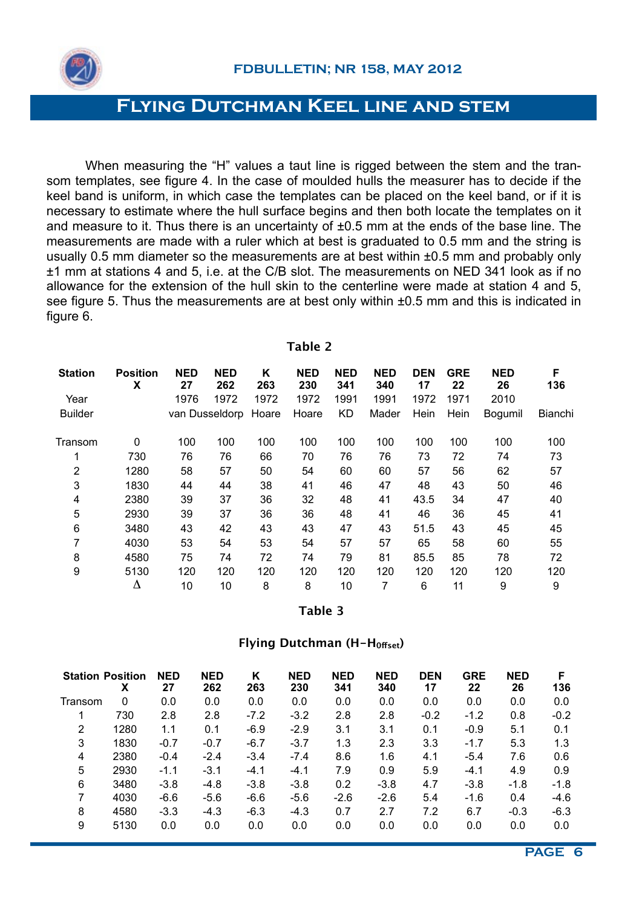# Flying Dutchman Keel line and stem

When measuring the "H" values a taut line is rigged between the stem and the transom templates, see figure 4. In the case of moulded hulls the measurer has to decide if the keel band is uniform, in which case the templates can be placed on the keel band, or if it is necessary to estimate where the hull surface begins and then both locate the templates on it and measure to it. Thus there is an uncertainty of ±0.5 mm at the ends of the base line. The measurements are made with a ruler which at best is graduated to 0.5 mm and the string is usually 0.5 mm diameter so the measurements are at best within ±0.5 mm and probably only ±1 mm at stations 4 and 5, i.e. at the C/B slot. The measurements on NED 341 look as if no allowance for the extension of the hull skin to the centerline were made at station 4 and 5, see figure 5. Thus the measurements are at best only within ±0.5 mm and this is indicated in figure 6.

**Table 2**

| Station | Position X | NED 27 | NED 262 | K 263 | NED 230 | NED 341 | NED 340 | DEN 17 | GRE 22 | NED 26 | F 136 |
|---|---|---|---|---|---|---|---|---|---|---|---|
| Year | | 1976 | 1972 | 1972 | 1972 | 1991 | 1991 | 1972 | 1971 | 2010 | |
| Builder | | van Dusseldorp | | Hoare | Hoare | KD | Mader | Hein | Hein | Bogumil | Bianchi |
| Transom | 0 | 100 | 100 | 100 | 100 | 100 | 100 | 100 | 100 | 100 | 100 |
| 1 | 730 | 76 | 76 | 66 | 70 | 76 | 76 | 73 | 72 | 74 | 73 |
| 2 | 1280 | 58 | 57 | 50 | 54 | 60 | 60 | 57 | 56 | 62 | 57 |
| 3 | 1830 | 44 | 44 | 38 | 41 | 46 | 47 | 48 | 43 | 50 | 46 |
| 4 | 2380 | 39 | 37 | 36 | 32 | 48 | 41 | 43.5 | 34 | 47 | 40 |
| 5 | 2930 | 39 | 37 | 36 | 36 | 48 | 41 | 46 | 36 | 45 | 41 |
| 6 | 3480 | 43 | 42 | 43 | 43 | 47 | 43 | 51.5 | 43 | 45 | 45 |
| 7 | 4030 | 53 | 54 | 53 | 54 | 57 | 57 | 65 | 58 | 60 | 55 |
| 8 | 4580 | 75 | 74 | 72 | 74 | 79 | 81 | 85.5 | 85 | 78 | 72 |
| 9 | 5130 | 120 | 120 | 120 | 120 | 120 | 120 | 120 | 120 | 120 | 120 |
| | $\Delta$ | 10 | 10 | 8 | 8 | 10 | 7 | 6 | 11 | 9 | 9 |

**Table 3**

**Flying Dutchman ($H-H_{Offset}$)**

| Station | Position X | NED 27 | NED 262 | K 263 | NED 230 | NED 341 | NED 340 | DEN 17 | GRE 22 | NED 26 | F 136 |
|---|---|---|---|---|---|---|---|---|---|---|---|
| Transom | 0 | 0.0 | 0.0 | 0.0 | 0.0 | 0.0 | 0.0 | 0.0 | 0.0 | 0.0 | 0.0 |
| 1 | 730 | 2.8 | 2.8 | -7.2 | -3.2 | 2.8 | 2.8 | -0.2 | -1.2 | 0.8 | -0.2 |
| 2 | 1280 | 1.1 | 0.1 | -6.9 | -2.9 | 3.1 | 3.1 | 0.1 | -0.9 | 5.1 | 0.1 |
| 3 | 1830 | -0.7 | -0.7 | -6.7 | -3.7 | 1.3 | 2.3 | 3.3 | -1.7 | 5.3 | 1.3 |
| 4 | 2380 | -0.4 | -2.4 | -3.4 | -7.4 | 8.6 | 1.6 | 4.1 | -5.4 | 7.6 | 0.6 |
| 5 | 2930 | -1.1 | -3.1 | -4.1 | -4.1 | 7.9 | 0.9 | 5.9 | -4.1 | 4.9 | 0.9 |
| 6 | 3480 | -3.8 | -4.8 | -3.8 | -3.8 | 0.2 | -3.8 | 4.7 | -3.8 | -1.8 | -1.8 |
| 7 | 4030 | -6.6 | -5.6 | -6.6 | -5.6 | -2.6 | -2.6 | 5.4 | -1.6 | 0.4 | -4.6 |
| 8 | 4580 | -3.3 | -4.3 | -6.3 | -4.3 | 0.7 | 2.7 | 7.2 | 6.7 | -0.3 | -6.3 |
| 9 | 5130 | 0.0 | 0.0 | 0.0 | 0.0 | 0.0 | 0.0 | 0.0 | 0.0 | 0.0 | 0.0 |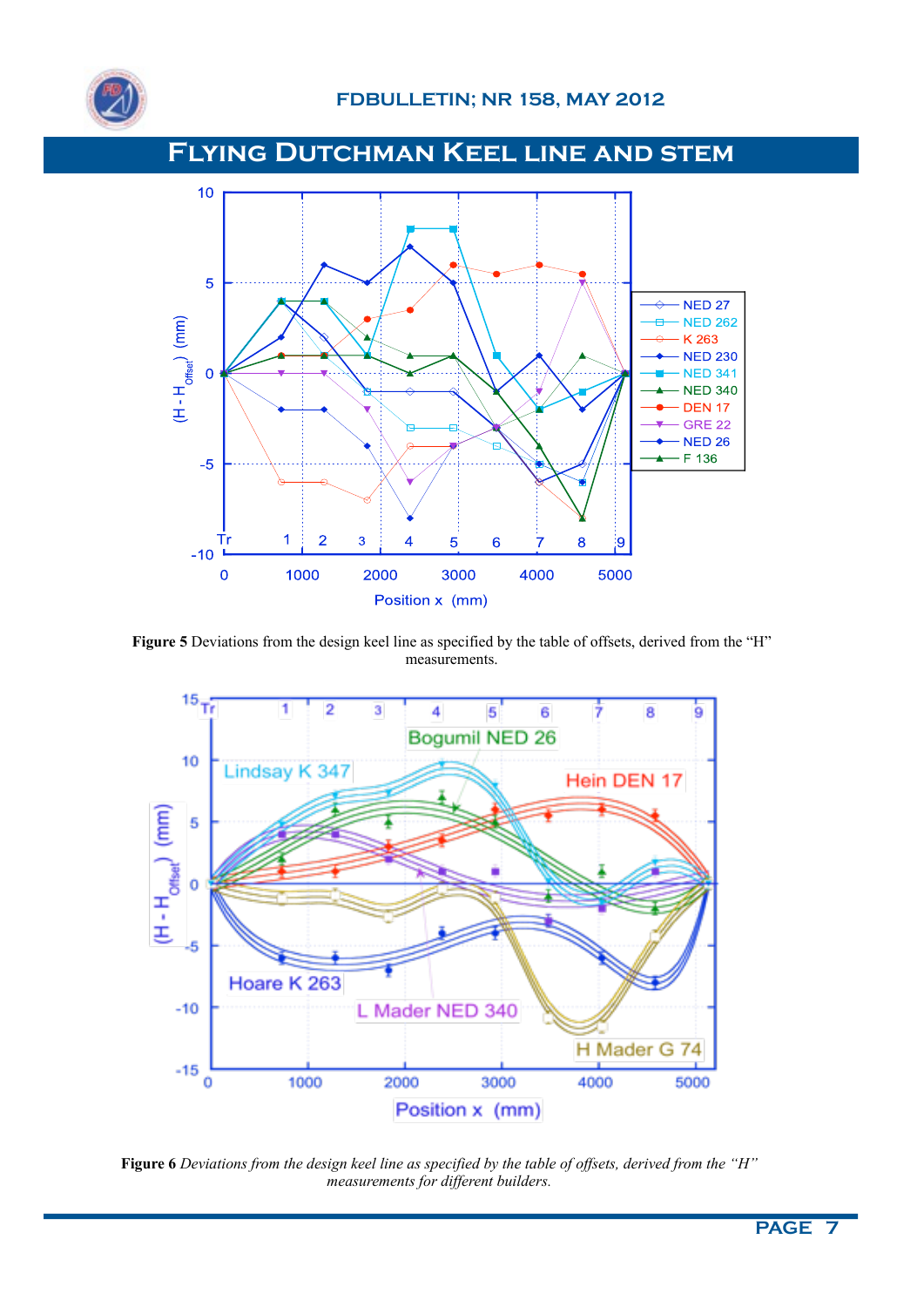# Flying Dutchman Keel line and stem

**Figure 5** Deviations from the design keel line as specified by the table of offsets, derived from the "H" measurements.

**Figure 6** *Deviations from the design keel line as specified by the table of offsets, derived from the "H" measurements for different builders.*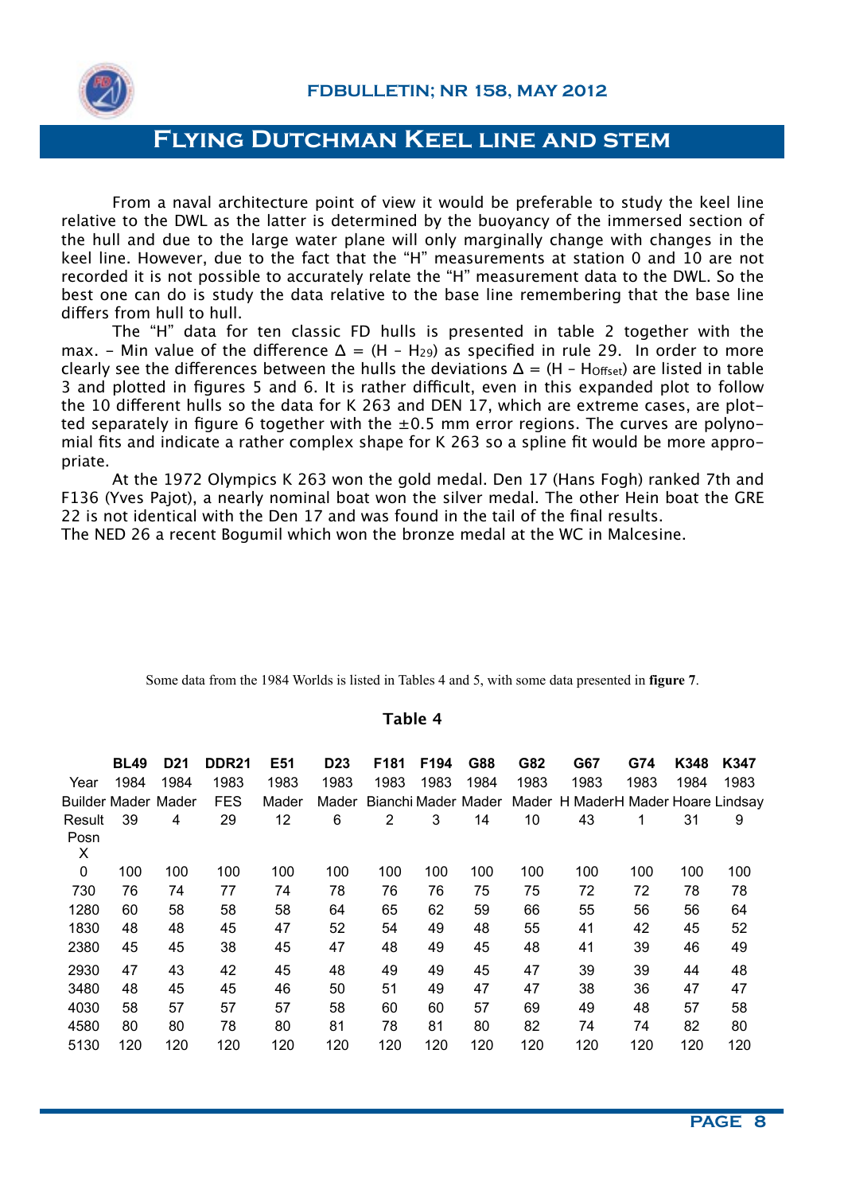# Flying Dutchman Keel line and stem

From a naval architecture point of view it would be preferable to study the keel line relative to the DWL as the latter is determined by the buoyancy of the immersed section of the hull and due to the large water plane will only marginally change with changes in the keel line. However, due to the fact that the "H" measurements at station 0 and 10 are not recorded it is not possible to accurately relate the "H" measurement data to the DWL. So the best one can do is study the data relative to the base line remembering that the base line differs from hull to hull.

The "H" data for ten classic FD hulls is presented in table 2 together with the max. – Min value of the difference $\Delta = (H - H_{29})$ as specified in rule 29. In order to more clearly see the differences between the hulls the deviations $\Delta = (H - H_{Offset})$ are listed in table 3 and plotted in figures 5 and 6. It is rather difficult, even in this expanded plot to follow the 10 different hulls so the data for K 263 and DEN 17, which are extreme cases, are plotted separately in figure 6 together with the ±0.5 mm error regions. The curves are polynomial fits and indicate a rather complex shape for K 263 so a spline fit would be more appropriate.

At the 1972 Olympics K 263 won the gold medal. Den 17 (Hans Fogh) ranked 7th and F136 (Yves Pajot), a nearly nominal boat won the silver medal. The other Hein boat the GRE 22 is not identical with the Den 17 and was found in the tail of the final results.
The NED 26 a recent Bogumil which won the bronze medal at the WC in Malcesine.

Some data from the 1984 Worlds is listed in Tables 4 and 5, with some data presented in **figure 7**.

**Table 4**

| | BL49 | D21 | DDR21 | E51 | D23 | F181 | F194 | G88 | G82 | G67 | G74 | K348 | K347 |
|---|---|---|---|---|---|---|---|---|---|---|---|---|---|
| Year | 1984 | 1984 | 1983 | 1983 | 1983 | 1983 | 1983 | 1984 | 1983 | 1983 | 1983 | 1984 | 1983 |
| Builder | Mader | Mader | FES | Mader | Mader | Bianchi | Mader | Mader | Mader | H Mader | H Mader | Hoare | Lindsay |
| Result Posn | 39 | 4 | 29 | 12 | 6 | 2 | 3 | 14 | 10 | 43 | 1 | 31 | 9 |
| X | | | | | | | | | | | | | |
| 0 | 100 | 100 | 100 | 100 | 100 | 100 | 100 | 100 | 100 | 100 | 100 | 100 | 100 |
| 730 | 76 | 74 | 77 | 74 | 78 | 76 | 76 | 75 | 75 | 72 | 72 | 78 | 78 |
| 1280 | 60 | 58 | 58 | 58 | 64 | 65 | 62 | 59 | 66 | 55 | 56 | 56 | 64 |
| 1830 | 48 | 48 | 45 | 47 | 52 | 54 | 49 | 48 | 55 | 41 | 42 | 45 | 52 |
| 2380 | 45 | 45 | 38 | 45 | 47 | 48 | 49 | 45 | 48 | 41 | 39 | 46 | 49 |
| 2930 | 47 | 43 | 42 | 45 | 48 | 49 | 49 | 45 | 47 | 39 | 39 | 44 | 48 |
| 3480 | 48 | 45 | 45 | 46 | 50 | 51 | 49 | 47 | 47 | 38 | 36 | 47 | 47 |
| 4030 | 58 | 57 | 57 | 57 | 58 | 60 | 60 | 57 | 69 | 49 | 48 | 57 | 58 |
| 4580 | 80 | 80 | 78 | 80 | 81 | 78 | 81 | 80 | 82 | 74 | 74 | 82 | 80 |
| 5130 | 120 | 120 | 120 | 120 | 120 | 120 | 120 | 120 | 120 | 120 | 120 | 120 | 120 |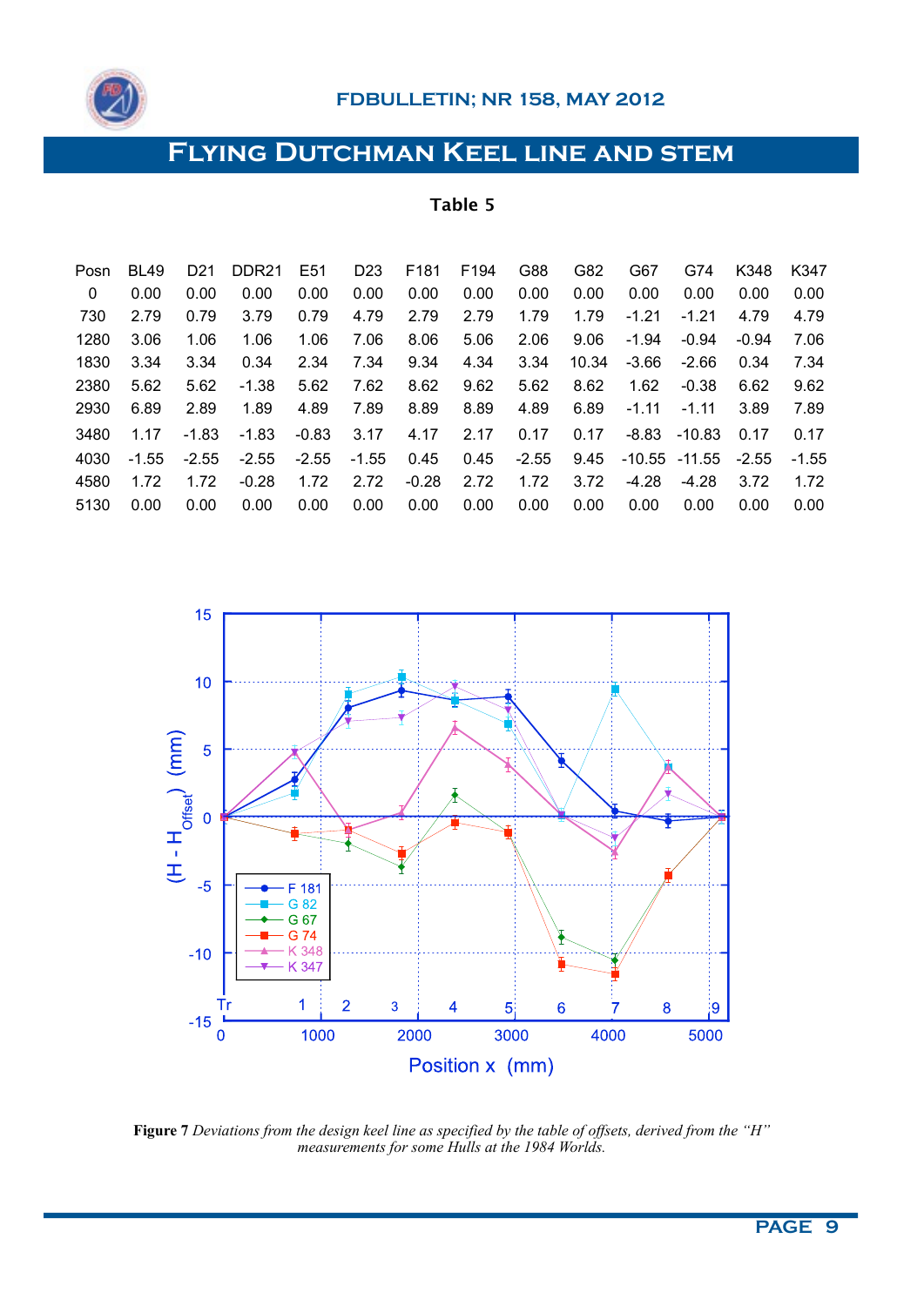# Flying Dutchman Keel line and stem

**Table 5**

| Posn | BL49 | D21 | DDR21 | E51 | D23 | F181 | F194 | G88 | G82 | G67 | G74 | K348 | K347 |
|---|---|---|---|---|---|---|---|---|---|---|---|---|---|
| 0 | 0.00 | 0.00 | 0.00 | 0.00 | 0.00 | 0.00 | 0.00 | 0.00 | 0.00 | 0.00 | 0.00 | 0.00 | 0.00 |
| 730 | 2.79 | 0.79 | 3.79 | 0.79 | 4.79 | 2.79 | 2.79 | 1.79 | 1.79 | -1.21 | -1.21 | 4.79 | 4.79 |
| 1280 | 3.06 | 1.06 | 1.06 | 1.06 | 7.06 | 8.06 | 5.06 | 2.06 | 9.06 | -1.94 | -0.94 | -0.94 | 7.06 |
| 1830 | 3.34 | 3.34 | 0.34 | 2.34 | 7.34 | 9.34 | 4.34 | 3.34 | 10.34 | -3.66 | -2.66 | 0.34 | 7.34 |
| 2380 | 5.62 | 5.62 | -1.38 | 5.62 | 7.62 | 8.62 | 9.62 | 5.62 | 8.62 | 1.62 | -0.38 | 6.62 | 9.62 |
| 2930 | 6.89 | 2.89 | 1.89 | 4.89 | 7.89 | 8.89 | 8.89 | 4.89 | 6.89 | -1.11 | -1.11 | 3.89 | 7.89 |
| 3480 | 1.17 | -1.83 | -1.83 | -0.83 | 3.17 | 4.17 | 2.17 | 0.17 | 0.17 | -8.83 | -10.83 | 0.17 | 0.17 |
| 4030 | -1.55 | -2.55 | -2.55 | -2.55 | -1.55 | 0.45 | 0.45 | -2.55 | 9.45 | -10.55 | -11.55 | -2.55 | -1.55 |
| 4580 | 1.72 | 1.72 | -0.28 | 1.72 | 2.72 | -0.28 | 2.72 | 1.72 | 3.72 | -4.28 | -4.28 | 3.72 | 1.72 |
| 5130 | 0.00 | 0.00 | 0.00 | 0.00 | 0.00 | 0.00 | 0.00 | 0.00 | 0.00 | 0.00 | 0.00 | 0.00 | 0.00 |

**Figure 7** *Deviations from the design keel line as specified by the table of offsets, derived from the "H" measurements for some Hulls at the 1984 Worlds.*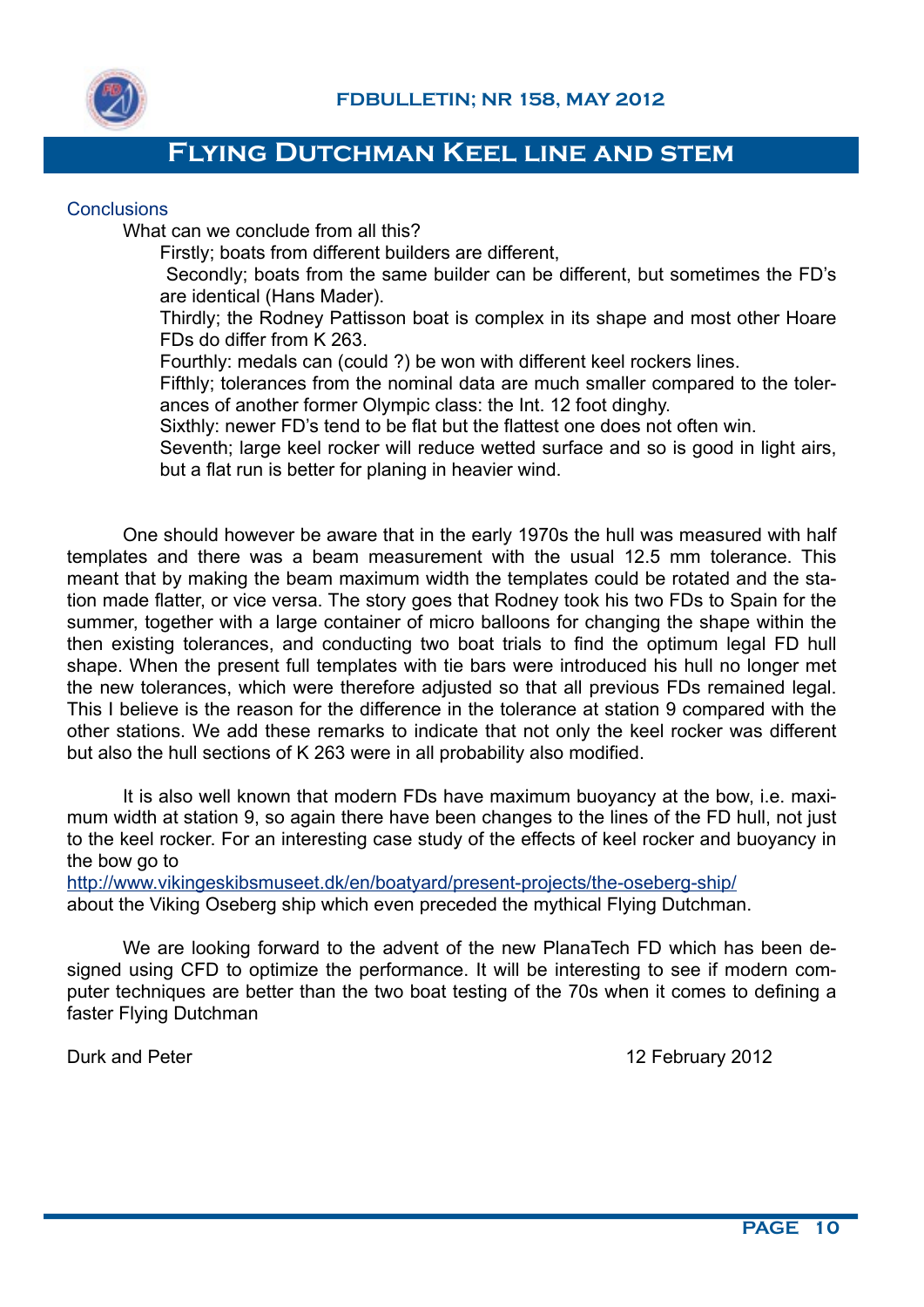# Flying Dutchman Keel line and stem

## Conclusions

What can we conclude from all this?

Firstly; boats from different builders are different,

Secondly; boats from the same builder can be different, but sometimes the FD's are identical (Hans Mader).

Thirdly; the Rodney Pattisson boat is complex in its shape and most other Hoare FDs do differ from K 263.

Fourthly: medals can (could ?) be won with different keel rockers lines.

Fifthly; tolerances from the nominal data are much smaller compared to the tolerances of another former Olympic class: the Int. 12 foot dinghy.

Sixthly: newer FD's tend to be flat but the flattest one does not often win.

Seventh; large keel rocker will reduce wetted surface and so is good in light airs, but a flat run is better for planing in heavier wind.

One should however be aware that in the early 1970s the hull was measured with half templates and there was a beam measurement with the usual 12.5 mm tolerance. This meant that by making the beam maximum width the templates could be rotated and the station made flatter, or vice versa. The story goes that Rodney took his two FDs to Spain for the summer, together with a large container of micro balloons for changing the shape within the then existing tolerances, and conducting two boat trials to find the optimum legal FD hull shape. When the present full templates with tie bars were introduced his hull no longer met the new tolerances, which were therefore adjusted so that all previous FDs remained legal. This I believe is the reason for the difference in the tolerance at station 9 compared with the other stations. We add these remarks to indicate that not only the keel rocker was different but also the hull sections of K 263 were in all probability also modified.

It is also well known that modern FDs have maximum buoyancy at the bow, i.e. maximum width at station 9, so again there have been changes to the lines of the FD hull, not just to the keel rocker. For an interesting case study of the effects of keel rocker and buoyancy in the bow go to
http://www.vikingeskibsmuseet.dk/en/boatyard/present-projects/the-oseberg-ship/
about the Viking Oseberg ship which even preceded the mythical Flying Dutchman.

We are looking forward to the advent of the new PlanaTech FD which has been designed using CFD to optimize the performance. It will be interesting to see if modern computer techniques are better than the two boat testing of the 70s when it comes to defining a faster Flying Dutchman

Durk and Peter 12 February 2012